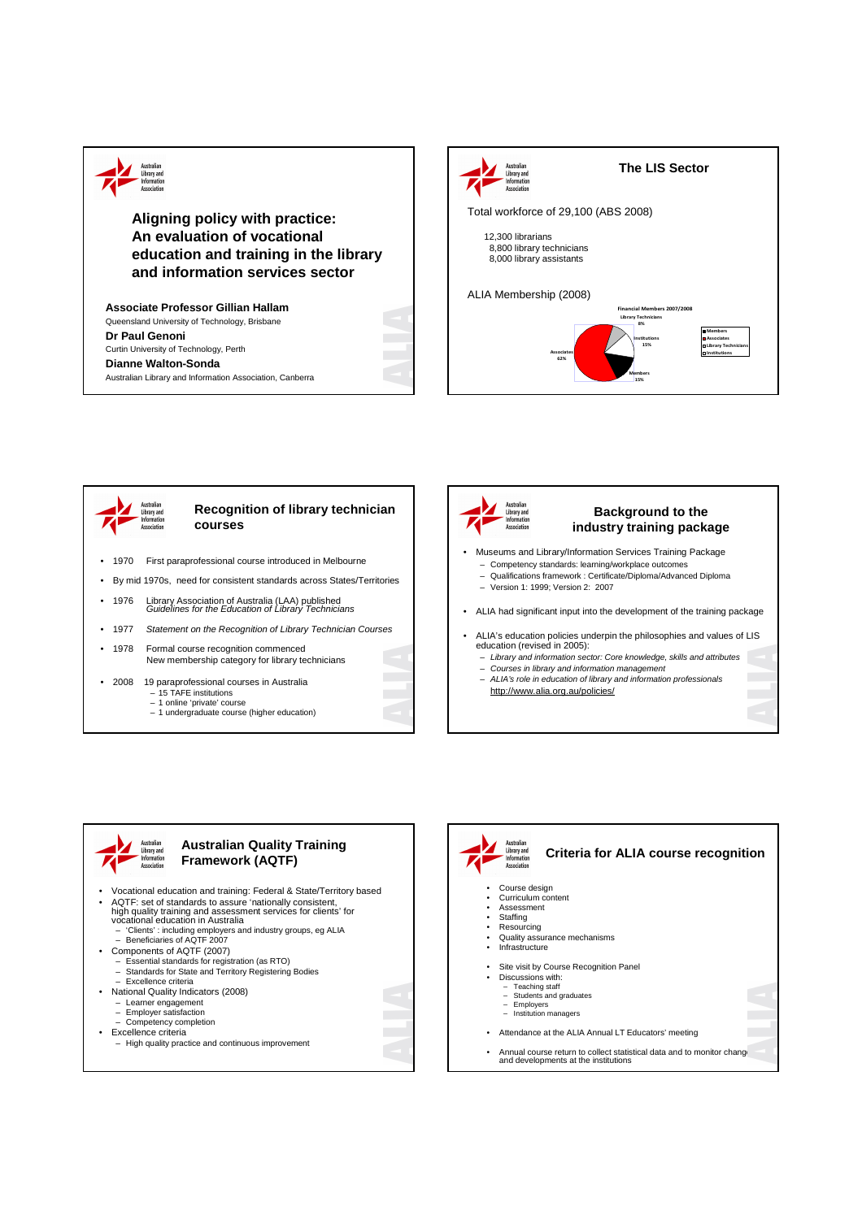# Aligning policy with practice: An evaluation of vocational education and training in the library and information services sector

**Associate Professor Gillian Hallam**
Queensland University of Technology, Brisbane

**Dr Paul Genoni**
Curtin University of Technology, Perth

**Dianne Walton-Sonda**
Australian Library and Information Association, Canberra

## The LIS Sector

Total workforce of 29,100 (ABS 2008)

- 12,300 librarians
- 8,800 library technicians
- 8,000 library assistants

ALIA Membership (2008)

Financial Members 2007/2008

- Library Technicians 8%
- Institutions 15%
- Associates 62%
- Members 15%

## Recognition of library technician courses

- 1970 First paraprofessional course introduced in Melbourne
- By mid 1970s, need for consistent standards across States/Territories
- 1976 Library Association of Australia (LAA) published *Guidelines for the Education of Library Technicians*
- 1977 *Statement on the Recognition of Library Technician Courses*
- 1978 Formal course recognition commenced
  New membership category for library technicians
- 2008 19 paraprofessional courses in Australia
  - 15 TAFE institutions
  - 1 online 'private' course
  - 1 undergraduate course (higher education)

## Background to the industry training package

- Museums and Library/Information Services Training Package
  - Competency standards: learning/workplace outcomes
  - Qualifications framework : Certificate/Diploma/Advanced Diploma
  - Version 1: 1999; Version 2: 2007
- ALIA had significant input into the development of the training package
- ALIA's education policies underpin the philosophies and values of LIS education (revised in 2005):
  - *Library and information sector: Core knowledge, skills and attributes*
  - *Courses in library and information management*
  - *ALIA's role in education of library and information professionals*

  http://www.alia.org.au/policies/

## Australian Quality Training Framework (AQTF)

- Vocational education and training: Federal & State/Territory based
- AQTF: set of standards to assure 'nationally consistent, high quality training and assessment services for clients' for vocational education in Australia
  - 'Clients' : including employers and industry groups, eg ALIA
  - Beneficiaries of AQTF 2007
- Components of AQTF (2007)
  - Essential standards for registration (as RTO)
  - Standards for State and Territory Registering Bodies
  - Excellence criteria
- National Quality Indicators (2008)
  - Learner engagement
  - Employer satisfaction
  - Competency completion
- Excellence criteria
  - High quality practice and continuous improvement

## Criteria for ALIA course recognition

- Course design
- Curriculum content
- Assessment
- Staffing
- Resourcing
- Quality assurance mechanisms
- Infrastructure

- Site visit by Course Recognition Panel
- Discussions with:
  - Teaching staff
  - Students and graduates
  - Employers
  - Institution managers

- Attendance at the ALIA Annual LT Educators' meeting

- Annual course return to collect statistical data and to monitor change and developments at the institutions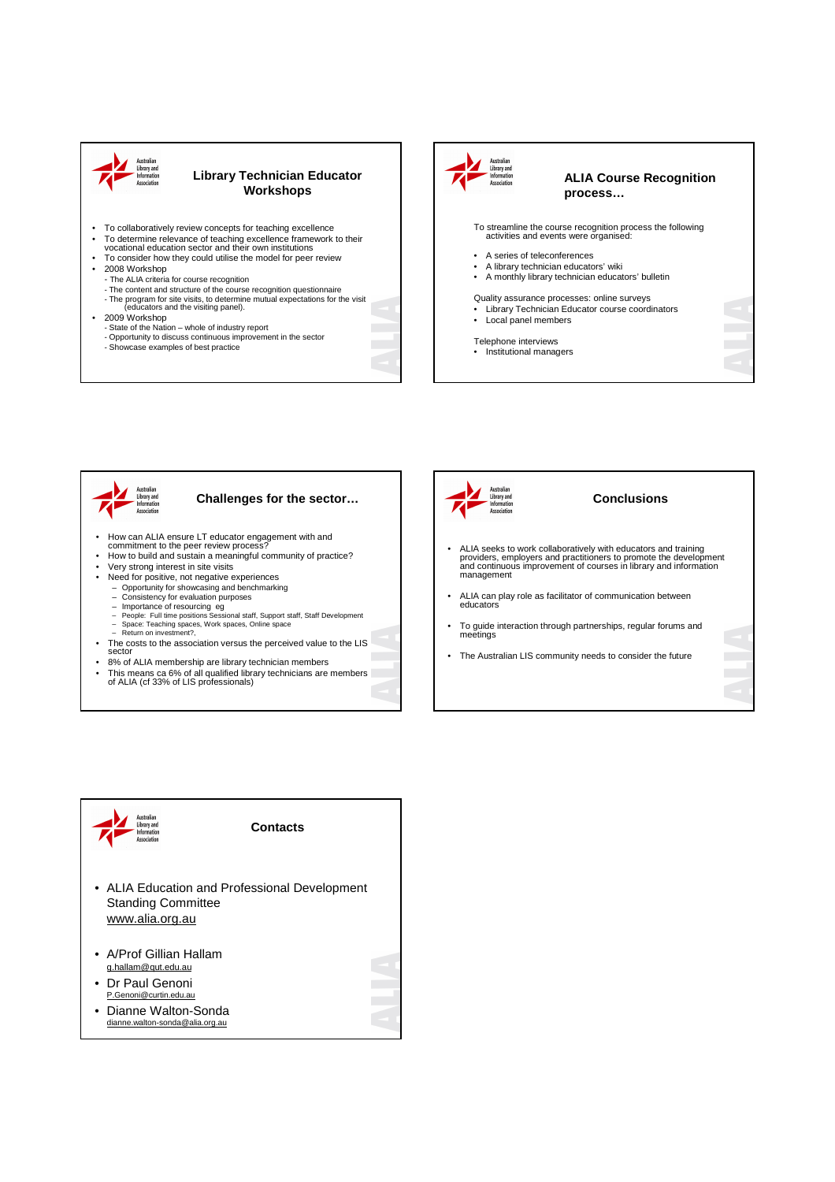## Library Technician Educator Workshops

- To collaboratively review concepts for teaching excellence
- To determine relevance of teaching excellence framework to their vocational education sector and their own institutions
- To consider how they could utilise the model for peer review
- 2008 Workshop
  - The ALIA criteria for course recognition
  - The content and structure of the course recognition questionnaire
  - The program for site visits, to determine mutual expectations for the visit (educators and the visiting panel).
- 2009 Workshop
  - State of the Nation – whole of industry report
  - Opportunity to discuss continuous improvement in the sector
  - Showcase examples of best practice

## ALIA Course Recognition process…

To streamline the course recognition process the following activities and events were organised:

- A series of teleconferences
- A library technician educators' wiki
- A monthly library technician educators' bulletin

Quality assurance processes: online surveys

- Library Technician Educator course coordinators
- Local panel members

Telephone interviews

- Institutional managers

## Challenges for the sector…

- How can ALIA ensure LT educator engagement with and commitment to the peer review process?
- How to build and sustain a meaningful community of practice?
- Very strong interest in site visits
- Need for positive, not negative experiences
  - Opportunity for showcasing and benchmarking
  - Consistency for evaluation purposes
  - Importance of resourcing eg
  - People: Full time positions Sessional staff, Support staff, Staff Development
  - Space: Teaching spaces, Work spaces, Online space
  - Return on investment?,
- The costs to the association versus the perceived value to the LIS sector
- 8% of ALIA membership are library technician members
- This means ca 6% of all qualified library technicians are members of ALIA (cf 33% of LIS professionals)

## Conclusions

- ALIA seeks to work collaboratively with educators and training providers, employers and practitioners to promote the development and continuous improvement of courses in library and information management
- ALIA can play role as facilitator of communication between educators
- To guide interaction through partnerships, regular forums and meetings
- The Australian LIS community needs to consider the future

## Contacts

- ALIA Education and Professional Development Standing Committee
  www.alia.org.au
- A/Prof Gillian Hallam
  g.hallam@qut.edu.au
- Dr Paul Genoni
  P.Genoni@curtin.edu.au
- Dianne Walton-Sonda
  dianne.walton-sonda@alia.org.au